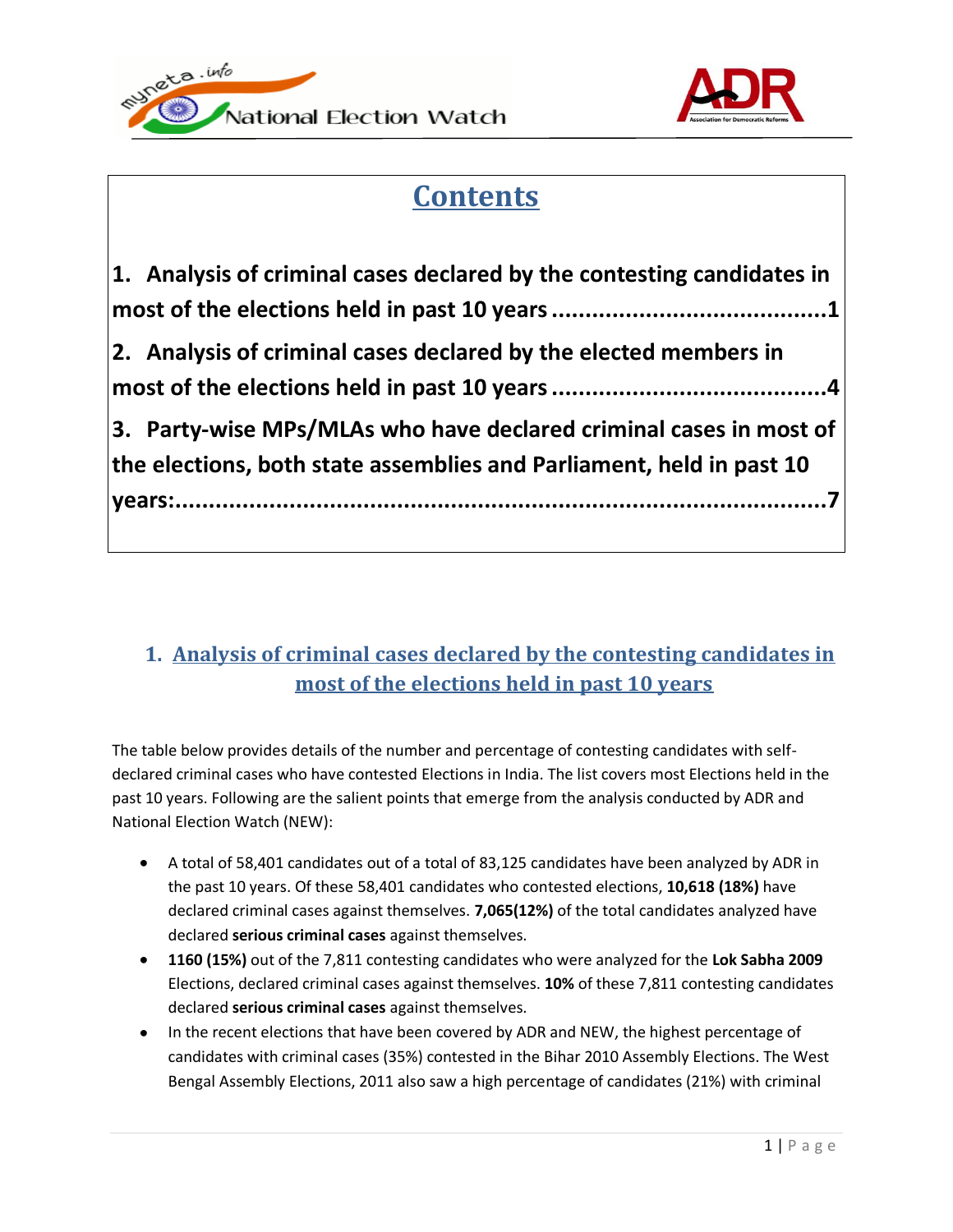# Contents

1. Analysis of criminal cases declared by the contesting candidates in most of the elections held in past 10 years ........................................1
2. Analysis of criminal cases declared by the elected members in most of the elections held in past 10 years ........................................4
3. Party-wise MPs/MLAs who have declared criminal cases in most of the elections, both state assemblies and Parliament, held in past 10 years:.................................................................................7

## 1. Analysis of criminal cases declared by the contesting candidates in most of the elections held in past 10 years

The table below provides details of the number and percentage of contesting candidates with self-declared criminal cases who have contested Elections in India. The list covers most Elections held in the past 10 years. Following are the salient points that emerge from the analysis conducted by ADR and National Election Watch (NEW):

- A total of 58,401 candidates out of a total of 83,125 candidates have been analyzed by ADR in the past 10 years. Of these 58,401 candidates who contested elections, **10,618 (18%)** have declared criminal cases against themselves. **7,065(12%)** of the total candidates analyzed have declared **serious criminal cases** against themselves.
- **1160 (15%)** out of the 7,811 contesting candidates who were analyzed for the **Lok Sabha 2009** Elections, declared criminal cases against themselves. **10%** of these 7,811 contesting candidates declared **serious criminal cases** against themselves.
- In the recent elections that have been covered by ADR and NEW, the highest percentage of candidates with criminal cases (35%) contested in the Bihar 2010 Assembly Elections. The West Bengal Assembly Elections, 2011 also saw a high percentage of candidates (21%) with criminal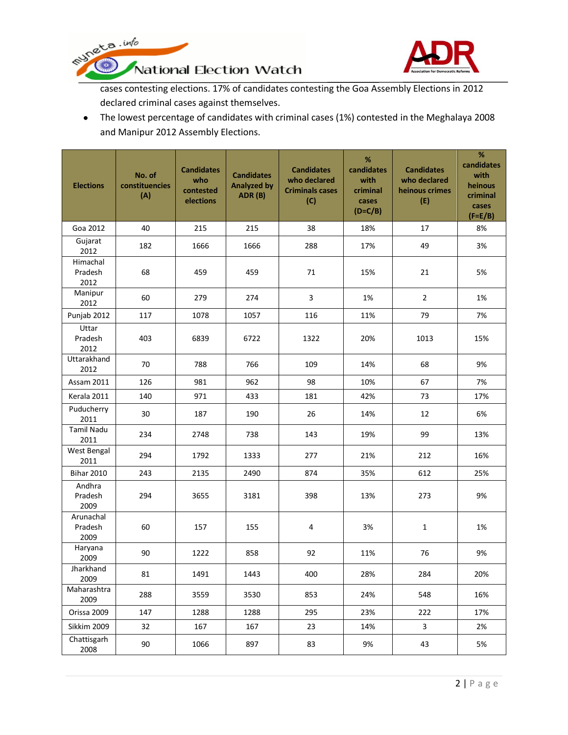cases contesting elections. 17% of candidates contesting the Goa Assembly Elections in 2012 declared criminal cases against themselves.

- The lowest percentage of candidates with criminal cases (1%) contested in the Meghalaya 2008 and Manipur 2012 Assembly Elections.

| Elections | No. of constituencies (A) | Candidates who contested elections | Candidates Analyzed by ADR (B) | Candidates who declared Criminals cases (C) | % candidates with criminal cases (D=C/B) | Candidates who declared heinous crimes (E) | % candidates with heinous criminal cases (F=E/B) |
|---|---|---|---|---|---|---|---|
| Goa 2012 | 40 | 215 | 215 | 38 | 18% | 17 | 8% |
| Gujarat 2012 | 182 | 1666 | 1666 | 288 | 17% | 49 | 3% |
| Himachal Pradesh 2012 | 68 | 459 | 459 | 71 | 15% | 21 | 5% |
| Manipur 2012 | 60 | 279 | 274 | 3 | 1% | 2 | 1% |
| Punjab 2012 | 117 | 1078 | 1057 | 116 | 11% | 79 | 7% |
| Uttar Pradesh 2012 | 403 | 6839 | 6722 | 1322 | 20% | 1013 | 15% |
| Uttarakhand 2012 | 70 | 788 | 766 | 109 | 14% | 68 | 9% |
| Assam 2011 | 126 | 981 | 962 | 98 | 10% | 67 | 7% |
| Kerala 2011 | 140 | 971 | 433 | 181 | 42% | 73 | 17% |
| Puducherry 2011 | 30 | 187 | 190 | 26 | 14% | 12 | 6% |
| Tamil Nadu 2011 | 234 | 2748 | 738 | 143 | 19% | 99 | 13% |
| West Bengal 2011 | 294 | 1792 | 1333 | 277 | 21% | 212 | 16% |
| Bihar 2010 | 243 | 2135 | 2490 | 874 | 35% | 612 | 25% |
| Andhra Pradesh 2009 | 294 | 3655 | 3181 | 398 | 13% | 273 | 9% |
| Arunachal Pradesh 2009 | 60 | 157 | 155 | 4 | 3% | 1 | 1% |
| Haryana 2009 | 90 | 1222 | 858 | 92 | 11% | 76 | 9% |
| Jharkhand 2009 | 81 | 1491 | 1443 | 400 | 28% | 284 | 20% |
| Maharashtra 2009 | 288 | 3559 | 3530 | 853 | 24% | 548 | 16% |
| Orissa 2009 | 147 | 1288 | 1288 | 295 | 23% | 222 | 17% |
| Sikkim 2009 | 32 | 167 | 167 | 23 | 14% | 3 | 2% |
| Chattisgarh 2008 | 90 | 1066 | 897 | 83 | 9% | 43 | 5% |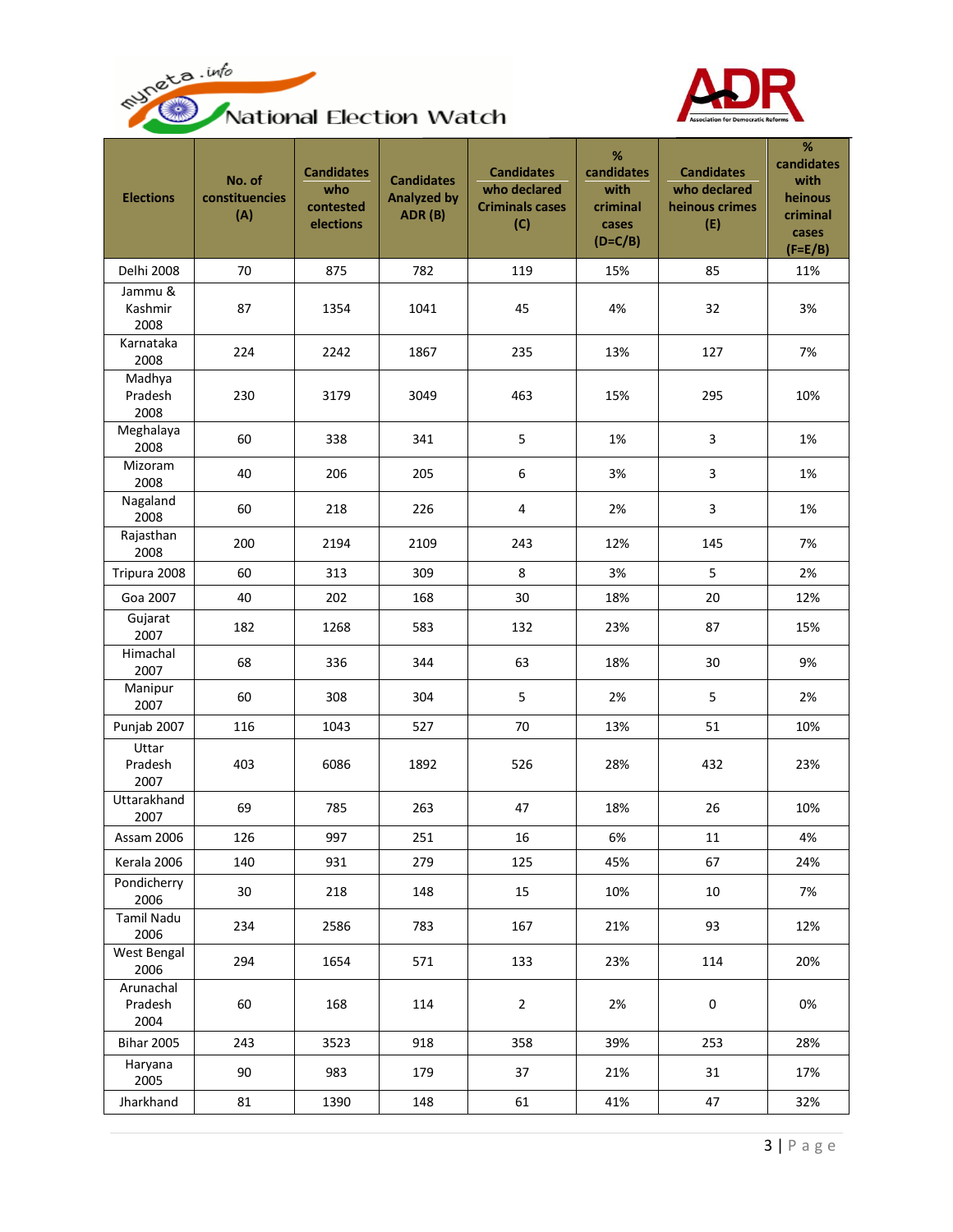| Elections | No. of constituencies (A) | Candidates who contested elections | Candidates Analyzed by ADR (B) | Candidates who declared Criminals cases (C) | % candidates with criminal cases (D=C/B) | Candidates who declared heinous crimes (E) | % candidates with heinous criminal cases (F=E/B) |
|---|---|---|---|---|---|---|---|
| Delhi 2008 | 70 | 875 | 782 | 119 | 15% | 85 | 11% |
| Jammu & Kashmir 2008 | 87 | 1354 | 1041 | 45 | 4% | 32 | 3% |
| Karnataka 2008 | 224 | 2242 | 1867 | 235 | 13% | 127 | 7% |
| Madhya Pradesh 2008 | 230 | 3179 | 3049 | 463 | 15% | 295 | 10% |
| Meghalaya 2008 | 60 | 338 | 341 | 5 | 1% | 3 | 1% |
| Mizoram 2008 | 40 | 206 | 205 | 6 | 3% | 3 | 1% |
| Nagaland 2008 | 60 | 218 | 226 | 4 | 2% | 3 | 1% |
| Rajasthan 2008 | 200 | 2194 | 2109 | 243 | 12% | 145 | 7% |
| Tripura 2008 | 60 | 313 | 309 | 8 | 3% | 5 | 2% |
| Goa 2007 | 40 | 202 | 168 | 30 | 18% | 20 | 12% |
| Gujarat 2007 | 182 | 1268 | 583 | 132 | 23% | 87 | 15% |
| Himachal 2007 | 68 | 336 | 344 | 63 | 18% | 30 | 9% |
| Manipur 2007 | 60 | 308 | 304 | 5 | 2% | 5 | 2% |
| Punjab 2007 | 116 | 1043 | 527 | 70 | 13% | 51 | 10% |
| Uttar Pradesh 2007 | 403 | 6086 | 1892 | 526 | 28% | 432 | 23% |
| Uttarakhand 2007 | 69 | 785 | 263 | 47 | 18% | 26 | 10% |
| Assam 2006 | 126 | 997 | 251 | 16 | 6% | 11 | 4% |
| Kerala 2006 | 140 | 931 | 279 | 125 | 45% | 67 | 24% |
| Pondicherry 2006 | 30 | 218 | 148 | 15 | 10% | 10 | 7% |
| Tamil Nadu 2006 | 234 | 2586 | 783 | 167 | 21% | 93 | 12% |
| West Bengal 2006 | 294 | 1654 | 571 | 133 | 23% | 114 | 20% |
| Arunachal Pradesh 2004 | 60 | 168 | 114 | 2 | 2% | 0 | 0% |
| Bihar 2005 | 243 | 3523 | 918 | 358 | 39% | 253 | 28% |
| Haryana 2005 | 90 | 983 | 179 | 37 | 21% | 31 | 17% |
| Jharkhand | 81 | 1390 | 148 | 61 | 41% | 47 | 32% |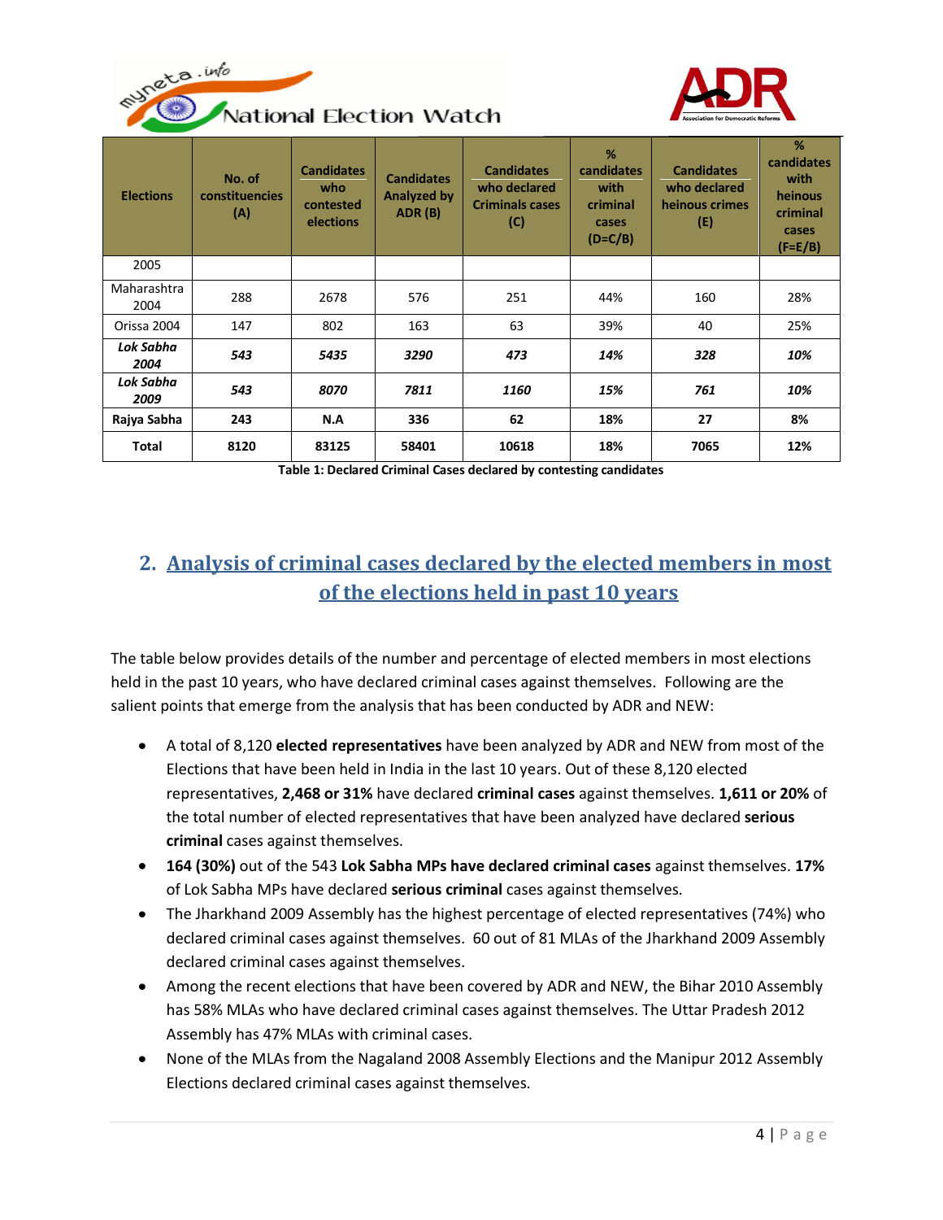| Elections | No. of constituencies (A) | Candidates who contested elections | Candidates Analyzed by ADR (B) | Candidates who declared Criminals cases (C) | % candidates with criminal cases (D=C/B) | Candidates who declared heinous crimes (E) | % candidates with heinous criminal cases (F=E/B) |
|---|---|---|---|---|---|---|---|
| 2005 | | | | | | | |
| Maharashtra 2004 | 288 | 2678 | 576 | 251 | 44% | 160 | 28% |
| Orissa 2004 | 147 | 802 | 163 | 63 | 39% | 40 | 25% |
| ***Lok Sabha 2004*** | ***543*** | ***5435*** | ***3290*** | ***473*** | ***14%*** | ***328*** | ***10%*** |
| ***Lok Sabha 2009*** | ***543*** | ***8070*** | ***7811*** | ***1160*** | ***15%*** | ***761*** | ***10%*** |
| **Rajya Sabha** | **243** | **N.A** | **336** | **62** | **18%** | **27** | **8%** |
| **Total** | **8120** | **83125** | **58401** | **10618** | **18%** | **7065** | **12%** |

**Table 1: Declared Criminal Cases declared by contesting candidates**

## 2. Analysis of criminal cases declared by the elected members in most of the elections held in past 10 years

The table below provides details of the number and percentage of elected members in most elections held in the past 10 years, who have declared criminal cases against themselves. Following are the salient points that emerge from the analysis that has been conducted by ADR and NEW:

- A total of 8,120 **elected representatives** have been analyzed by ADR and NEW from most of the Elections that have been held in India in the last 10 years. Out of these 8,120 elected representatives, **2,468 or 31%** have declared **criminal cases** against themselves. **1,611 or 20%** of the total number of elected representatives that have been analyzed have declared **serious criminal** cases against themselves.
- **164 (30%)** out of the 543 **Lok Sabha MPs have declared criminal cases** against themselves. **17%** of Lok Sabha MPs have declared **serious criminal** cases against themselves.
- The Jharkhand 2009 Assembly has the highest percentage of elected representatives (74%) who declared criminal cases against themselves. 60 out of 81 MLAs of the Jharkhand 2009 Assembly declared criminal cases against themselves.
- Among the recent elections that have been covered by ADR and NEW, the Bihar 2010 Assembly has 58% MLAs who have declared criminal cases against themselves. The Uttar Pradesh 2012 Assembly has 47% MLAs with criminal cases.
- None of the MLAs from the Nagaland 2008 Assembly Elections and the Manipur 2012 Assembly Elections declared criminal cases against themselves.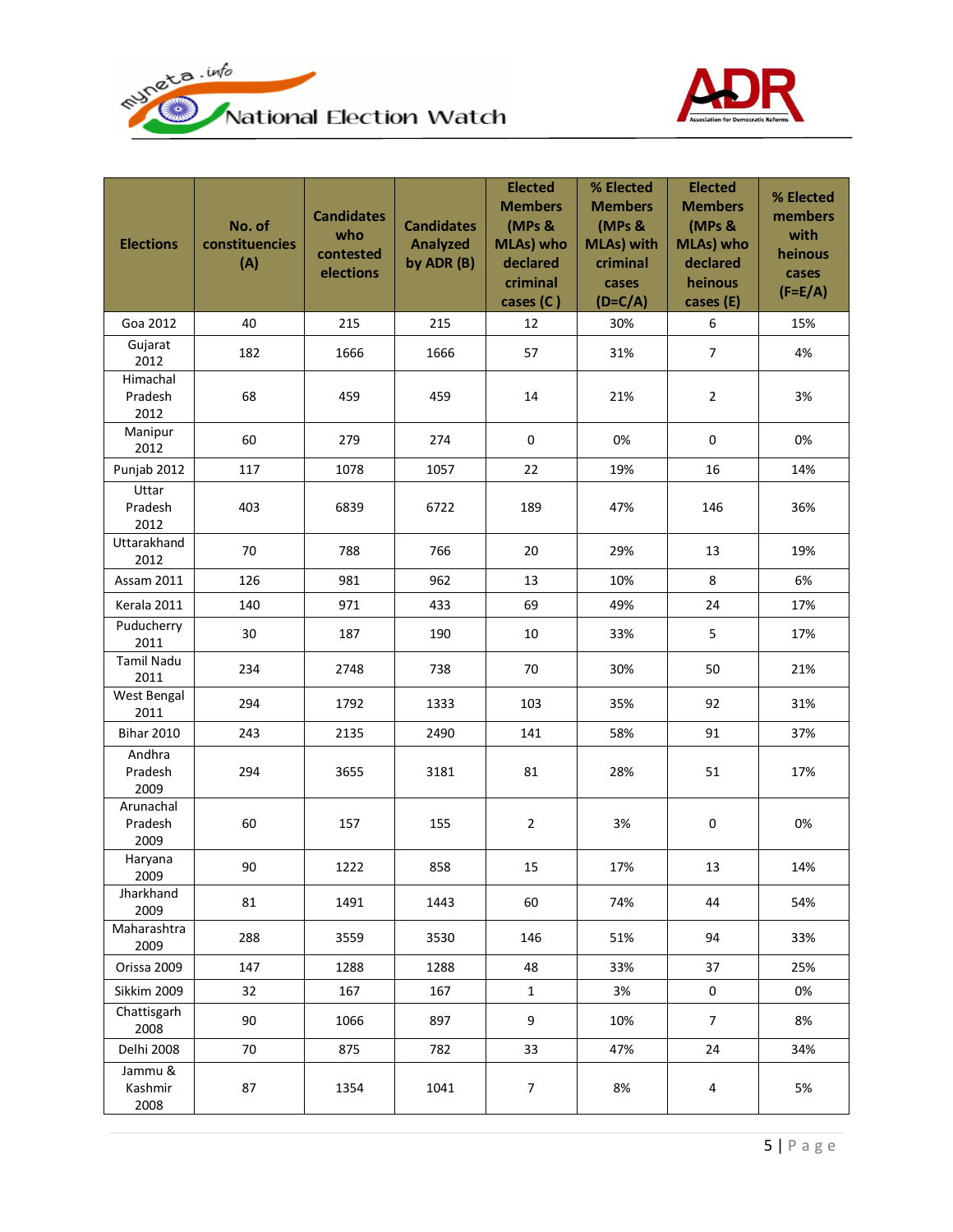| Elections | No. of constituencies (A) | Candidates who contested elections | Candidates Analyzed by ADR (B) | Elected Members (MPs & MLAs) who declared criminal cases (C ) | % Elected Members (MPs & MLAs) with criminal cases (D=C/A) | Elected Members (MPs & MLAs) who declared heinous cases (E) | % Elected members with heinous cases (F=E/A) |
|---|---|---|---|---|---|---|---|
| Goa 2012 | 40 | 215 | 215 | 12 | 30% | 6 | 15% |
| Gujarat 2012 | 182 | 1666 | 1666 | 57 | 31% | 7 | 4% |
| Himachal Pradesh 2012 | 68 | 459 | 459 | 14 | 21% | 2 | 3% |
| Manipur 2012 | 60 | 279 | 274 | 0 | 0% | 0 | 0% |
| Punjab 2012 | 117 | 1078 | 1057 | 22 | 19% | 16 | 14% |
| Uttar Pradesh 2012 | 403 | 6839 | 6722 | 189 | 47% | 146 | 36% |
| Uttarakhand 2012 | 70 | 788 | 766 | 20 | 29% | 13 | 19% |
| Assam 2011 | 126 | 981 | 962 | 13 | 10% | 8 | 6% |
| Kerala 2011 | 140 | 971 | 433 | 69 | 49% | 24 | 17% |
| Puducherry 2011 | 30 | 187 | 190 | 10 | 33% | 5 | 17% |
| Tamil Nadu 2011 | 234 | 2748 | 738 | 70 | 30% | 50 | 21% |
| West Bengal 2011 | 294 | 1792 | 1333 | 103 | 35% | 92 | 31% |
| Bihar 2010 | 243 | 2135 | 2490 | 141 | 58% | 91 | 37% |
| Andhra Pradesh 2009 | 294 | 3655 | 3181 | 81 | 28% | 51 | 17% |
| Arunachal Pradesh 2009 | 60 | 157 | 155 | 2 | 3% | 0 | 0% |
| Haryana 2009 | 90 | 1222 | 858 | 15 | 17% | 13 | 14% |
| Jharkhand 2009 | 81 | 1491 | 1443 | 60 | 74% | 44 | 54% |
| Maharashtra 2009 | 288 | 3559 | 3530 | 146 | 51% | 94 | 33% |
| Orissa 2009 | 147 | 1288 | 1288 | 48 | 33% | 37 | 25% |
| Sikkim 2009 | 32 | 167 | 167 | 1 | 3% | 0 | 0% |
| Chattisgarh 2008 | 90 | 1066 | 897 | 9 | 10% | 7 | 8% |
| Delhi 2008 | 70 | 875 | 782 | 33 | 47% | 24 | 34% |
| Jammu & Kashmir 2008 | 87 | 1354 | 1041 | 7 | 8% | 4 | 5% |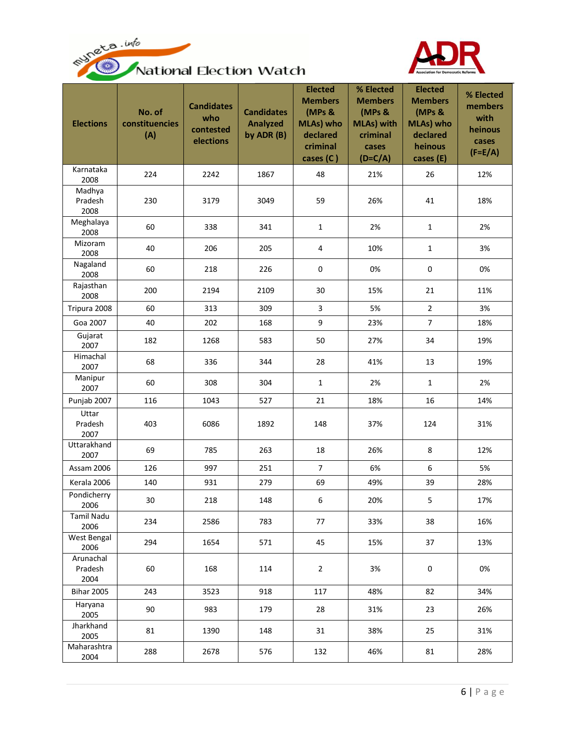| Elections | No. of constituencies (A) | Candidates who contested elections | Candidates Analyzed by ADR (B) | Elected Members (MPs & MLAs) who declared criminal cases (C ) | % Elected Members (MPs & MLAs) with criminal cases (D=C/A) | Elected Members (MPs & MLAs) who declared heinous cases (E) | % Elected members with heinous cases (F=E/A) |
|---|---|---|---|---|---|---|---|
| Karnataka 2008 | 224 | 2242 | 1867 | 48 | 21% | 26 | 12% |
| Madhya Pradesh 2008 | 230 | 3179 | 3049 | 59 | 26% | 41 | 18% |
| Meghalaya 2008 | 60 | 338 | 341 | 1 | 2% | 1 | 2% |
| Mizoram 2008 | 40 | 206 | 205 | 4 | 10% | 1 | 3% |
| Nagaland 2008 | 60 | 218 | 226 | 0 | 0% | 0 | 0% |
| Rajasthan 2008 | 200 | 2194 | 2109 | 30 | 15% | 21 | 11% |
| Tripura 2008 | 60 | 313 | 309 | 3 | 5% | 2 | 3% |
| Goa 2007 | 40 | 202 | 168 | 9 | 23% | 7 | 18% |
| Gujarat 2007 | 182 | 1268 | 583 | 50 | 27% | 34 | 19% |
| Himachal 2007 | 68 | 336 | 344 | 28 | 41% | 13 | 19% |
| Manipur 2007 | 60 | 308 | 304 | 1 | 2% | 1 | 2% |
| Punjab 2007 | 116 | 1043 | 527 | 21 | 18% | 16 | 14% |
| Uttar Pradesh 2007 | 403 | 6086 | 1892 | 148 | 37% | 124 | 31% |
| Uttarakhand 2007 | 69 | 785 | 263 | 18 | 26% | 8 | 12% |
| Assam 2006 | 126 | 997 | 251 | 7 | 6% | 6 | 5% |
| Kerala 2006 | 140 | 931 | 279 | 69 | 49% | 39 | 28% |
| Pondicherry 2006 | 30 | 218 | 148 | 6 | 20% | 5 | 17% |
| Tamil Nadu 2006 | 234 | 2586 | 783 | 77 | 33% | 38 | 16% |
| West Bengal 2006 | 294 | 1654 | 571 | 45 | 15% | 37 | 13% |
| Arunachal Pradesh 2004 | 60 | 168 | 114 | 2 | 3% | 0 | 0% |
| Bihar 2005 | 243 | 3523 | 918 | 117 | 48% | 82 | 34% |
| Haryana 2005 | 90 | 983 | 179 | 28 | 31% | 23 | 26% |
| Jharkhand 2005 | 81 | 1390 | 148 | 31 | 38% | 25 | 31% |
| Maharashtra 2004 | 288 | 2678 | 576 | 132 | 46% | 81 | 28% |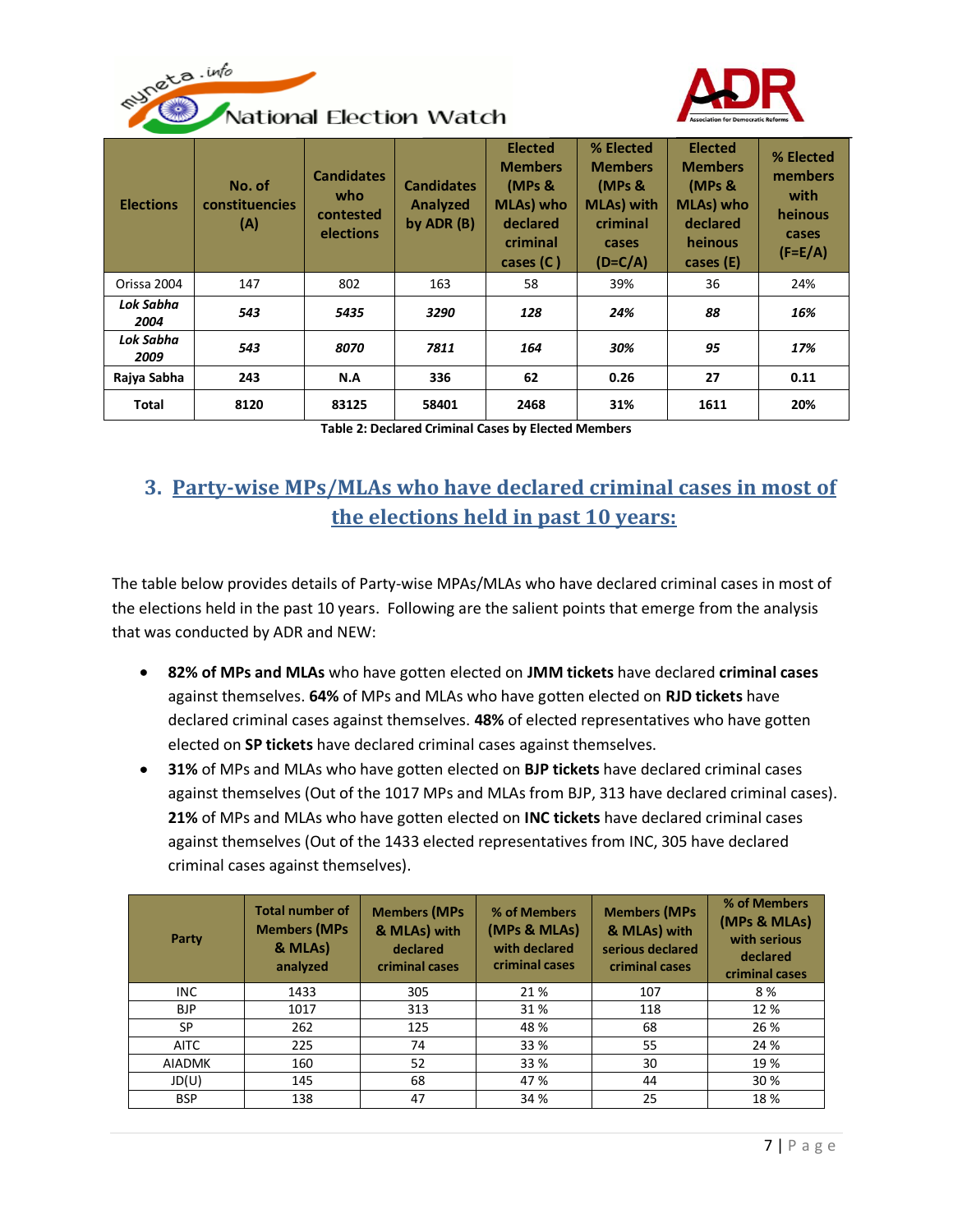| Elections | No. of constituencies (A) | Candidates who contested elections | Candidates Analyzed by ADR (B) | Elected Members (MPs & MLAs) who declared criminal cases (C ) | % Elected Members (MPs & MLAs) with criminal cases (D=C/A) | Elected Members (MPs & MLAs) who declared heinous cases (E) | % Elected members with heinous cases (F=E/A) |
|---|---|---|---|---|---|---|---|
| Orissa 2004 | 147 | 802 | 163 | 58 | 39% | 36 | 24% |
| ***Lok Sabha 2004*** | ***543*** | ***5435*** | ***3290*** | ***128*** | ***24%*** | ***88*** | ***16%*** |
| ***Lok Sabha 2009*** | ***543*** | ***8070*** | ***7811*** | ***164*** | ***30%*** | ***95*** | ***17%*** |
| **Rajya Sabha** | **243** | **N.A** | **336** | **62** | **0.26** | **27** | **0.11** |
| **Total** | **8120** | **83125** | **58401** | **2468** | **31%** | **1611** | **20%** |

**Table 2: Declared Criminal Cases by Elected Members**

## 3. Party-wise MPs/MLAs who have declared criminal cases in most of the elections held in past 10 years:

The table below provides details of Party-wise MPAs/MLAs who have declared criminal cases in most of the elections held in the past 10 years. Following are the salient points that emerge from the analysis that was conducted by ADR and NEW:

- **82% of MPs and MLAs** who have gotten elected on **JMM tickets** have declared **criminal cases** against themselves. **64%** of MPs and MLAs who have gotten elected on **RJD tickets** have declared criminal cases against themselves. **48%** of elected representatives who have gotten elected on **SP tickets** have declared criminal cases against themselves.
- **31%** of MPs and MLAs who have gotten elected on **BJP tickets** have declared criminal cases against themselves (Out of the 1017 MPs and MLAs from BJP, 313 have declared criminal cases). **21%** of MPs and MLAs who have gotten elected on **INC tickets** have declared criminal cases against themselves (Out of the 1433 elected representatives from INC, 305 have declared criminal cases against themselves).

| Party | Total number of Members (MPs & MLAs) analyzed | Members (MPs & MLAs) with declared criminal cases | % of Members (MPs & MLAs) with declared criminal cases | Members (MPs & MLAs) with serious declared criminal cases | % of Members (MPs & MLAs) with serious declared criminal cases |
|---|---|---|---|---|---|
| INC | 1433 | 305 | 21 % | 107 | 8 % |
| BJP | 1017 | 313 | 31 % | 118 | 12 % |
| SP | 262 | 125 | 48 % | 68 | 26 % |
| AITC | 225 | 74 | 33 % | 55 | 24 % |
| AIADMK | 160 | 52 | 33 % | 30 | 19 % |
| JD(U) | 145 | 68 | 47 % | 44 | 30 % |
| BSP | 138 | 47 | 34 % | 25 | 18 % |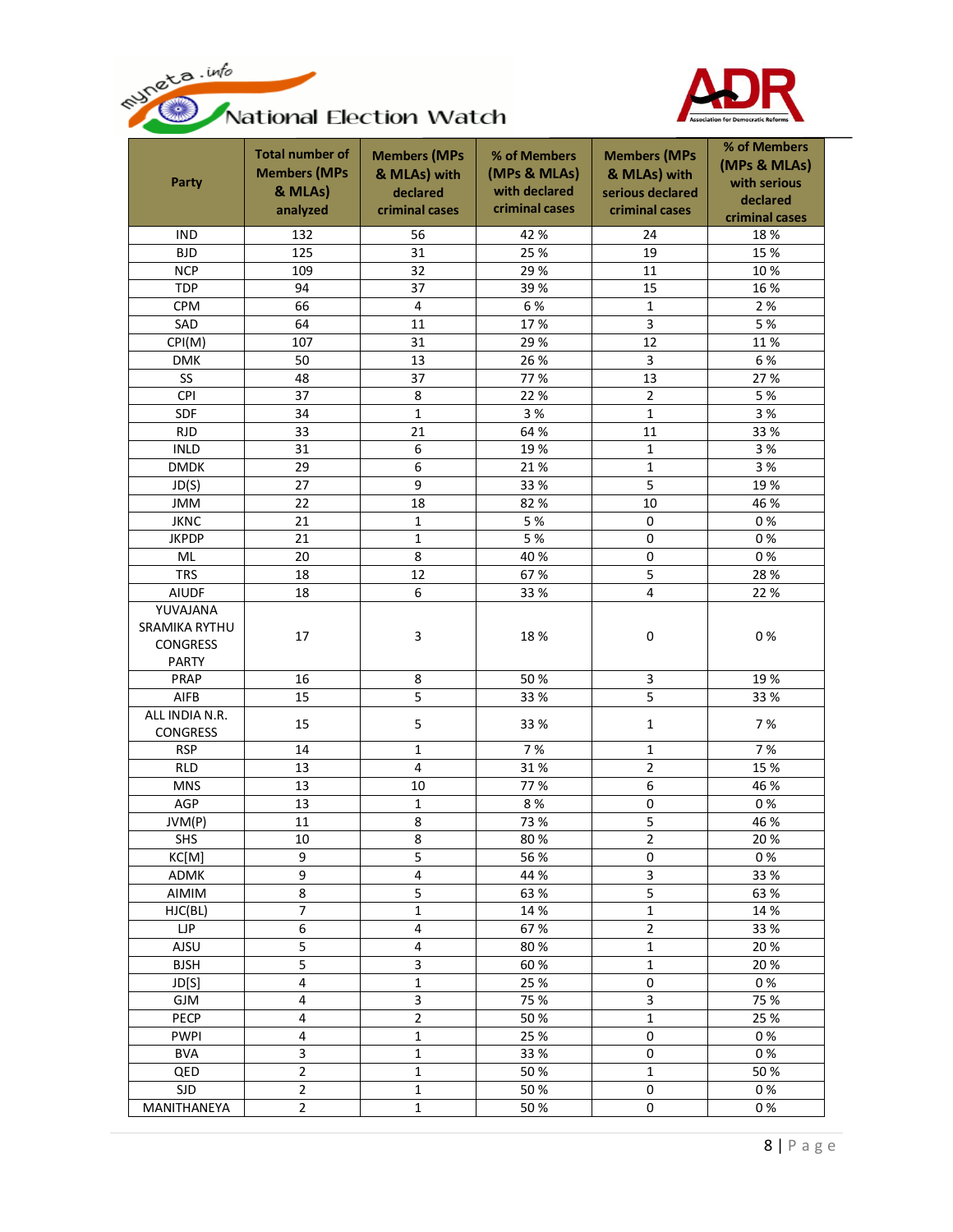| Party | Total number of Members (MPs & MLAs) analyzed | Members (MPs & MLAs) with declared criminal cases | % of Members (MPs & MLAs) with declared criminal cases | Members (MPs & MLAs) with serious declared criminal cases | % of Members (MPs & MLAs) with serious declared criminal cases |
|---|---|---|---|---|---|
| IND | 132 | 56 | 42 % | 24 | 18 % |
| BJD | 125 | 31 | 25 % | 19 | 15 % |
| NCP | 109 | 32 | 29 % | 11 | 10 % |
| TDP | 94 | 37 | 39 % | 15 | 16 % |
| CPM | 66 | 4 | 6 % | 1 | 2 % |
| SAD | 64 | 11 | 17 % | 3 | 5 % |
| CPI(M) | 107 | 31 | 29 % | 12 | 11 % |
| DMK | 50 | 13 | 26 % | 3 | 6 % |
| SS | 48 | 37 | 77 % | 13 | 27 % |
| CPI | 37 | 8 | 22 % | 2 | 5 % |
| SDF | 34 | 1 | 3 % | 1 | 3 % |
| RJD | 33 | 21 | 64 % | 11 | 33 % |
| INLD | 31 | 6 | 19 % | 1 | 3 % |
| DMDK | 29 | 6 | 21 % | 1 | 3 % |
| JD(S) | 27 | 9 | 33 % | 5 | 19 % |
| JMM | 22 | 18 | 82 % | 10 | 46 % |
| JKNC | 21 | 1 | 5 % | 0 | 0 % |
| JKPDP | 21 | 1 | 5 % | 0 | 0 % |
| ML | 20 | 8 | 40 % | 0 | 0 % |
| TRS | 18 | 12 | 67 % | 5 | 28 % |
| AIUDF | 18 | 6 | 33 % | 4 | 22 % |
| YUVAJANA SRAMIKA RYTHU CONGRESS PARTY | 17 | 3 | 18 % | 0 | 0 % |
| PRAP | 16 | 8 | 50 % | 3 | 19 % |
| AIFB | 15 | 5 | 33 % | 5 | 33 % |
| ALL INDIA N.R. CONGRESS | 15 | 5 | 33 % | 1 | 7 % |
| RSP | 14 | 1 | 7 % | 1 | 7 % |
| RLD | 13 | 4 | 31 % | 2 | 15 % |
| MNS | 13 | 10 | 77 % | 6 | 46 % |
| AGP | 13 | 1 | 8 % | 0 | 0 % |
| JVM(P) | 11 | 8 | 73 % | 5 | 46 % |
| SHS | 10 | 8 | 80 % | 2 | 20 % |
| KC[M] | 9 | 5 | 56 % | 0 | 0 % |
| ADMK | 9 | 4 | 44 % | 3 | 33 % |
| AIMIM | 8 | 5 | 63 % | 5 | 63 % |
| HJC(BL) | 7 | 1 | 14 % | 1 | 14 % |
| LJP | 6 | 4 | 67 % | 2 | 33 % |
| AJSU | 5 | 4 | 80 % | 1 | 20 % |
| BJSH | 5 | 3 | 60 % | 1 | 20 % |
| JD[S] | 4 | 1 | 25 % | 0 | 0 % |
| GJM | 4 | 3 | 75 % | 3 | 75 % |
| PECP | 4 | 2 | 50 % | 1 | 25 % |
| PWPI | 4 | 1 | 25 % | 0 | 0 % |
| BVA | 3 | 1 | 33 % | 0 | 0 % |
| QED | 2 | 1 | 50 % | 1 | 50 % |
| SJD | 2 | 1 | 50 % | 0 | 0 % |
| MANITHANEYA | 2 | 1 | 50 % | 0 | 0 % |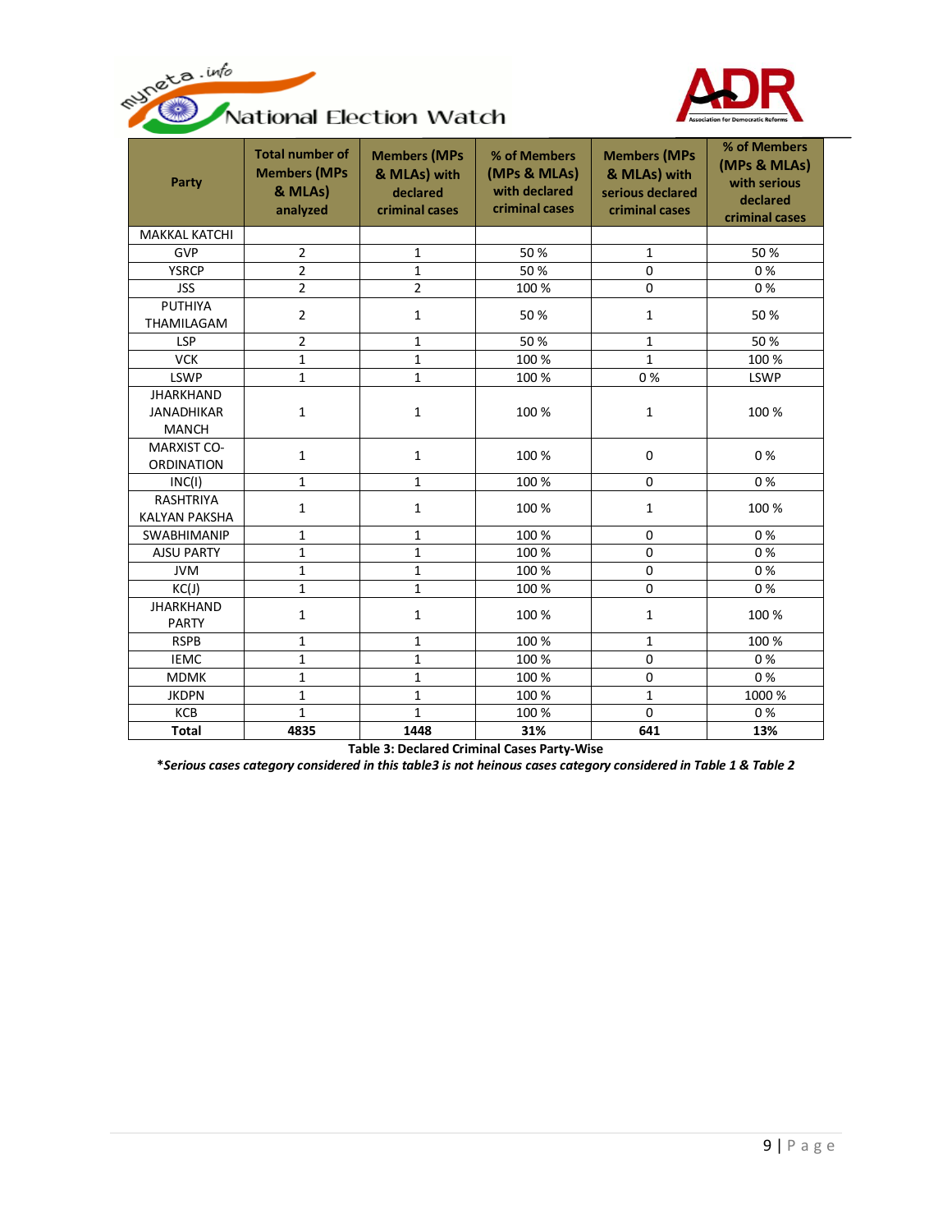| Party | Total number of Members (MPs & MLAs) analyzed | Members (MPs & MLAs) with declared criminal cases | % of Members (MPs & MLAs) with declared criminal cases | Members (MPs & MLAs) with serious declared criminal cases | % of Members (MPs & MLAs) with serious declared criminal cases |
|---|---|---|---|---|---|
| MAKKAL KATCHI | | | | | |
| GVP | 2 | 1 | 50 % | 1 | 50 % |
| YSRCP | 2 | 1 | 50 % | 0 | 0 % |
| JSS | 2 | 2 | 100 % | 0 | 0 % |
| PUTHIYA THAMILAGAM | 2 | 1 | 50 % | 1 | 50 % |
| LSP | 2 | 1 | 50 % | 1 | 50 % |
| VCK | 1 | 1 | 100 % | 1 | 100 % |
| LSWP | 1 | 1 | 100 % | 0 % | LSWP |
| JHARKHAND JANADHIKAR MANCH | 1 | 1 | 100 % | 1 | 100 % |
| MARXIST CO-ORDINATION | 1 | 1 | 100 % | 0 | 0 % |
| INC(I) | 1 | 1 | 100 % | 0 | 0 % |
| RASHTRIYA KALYAN PAKSHA | 1 | 1 | 100 % | 1 | 100 % |
| SWABHIMANIP | 1 | 1 | 100 % | 0 | 0 % |
| AJSU PARTY | 1 | 1 | 100 % | 0 | 0 % |
| JVM | 1 | 1 | 100 % | 0 | 0 % |
| KC(J) | 1 | 1 | 100 % | 0 | 0 % |
| JHARKHAND PARTY | 1 | 1 | 100 % | 1 | 100 % |
| RSPB | 1 | 1 | 100 % | 1 | 100 % |
| IEMC | 1 | 1 | 100 % | 0 | 0 % |
| MDMK | 1 | 1 | 100 % | 0 | 0 % |
| JKDPN | 1 | 1 | 100 % | 1 | 1000 % |
| KCB | 1 | 1 | 100 % | 0 | 0 % |
| **Total** | **4835** | **1448** | **31%** | **641** | **13%** |

**Table 3: Declared Criminal Cases Party-Wise**

***Serious cases category considered in this table3 is not heinous cases category considered in Table 1 & Table 2**